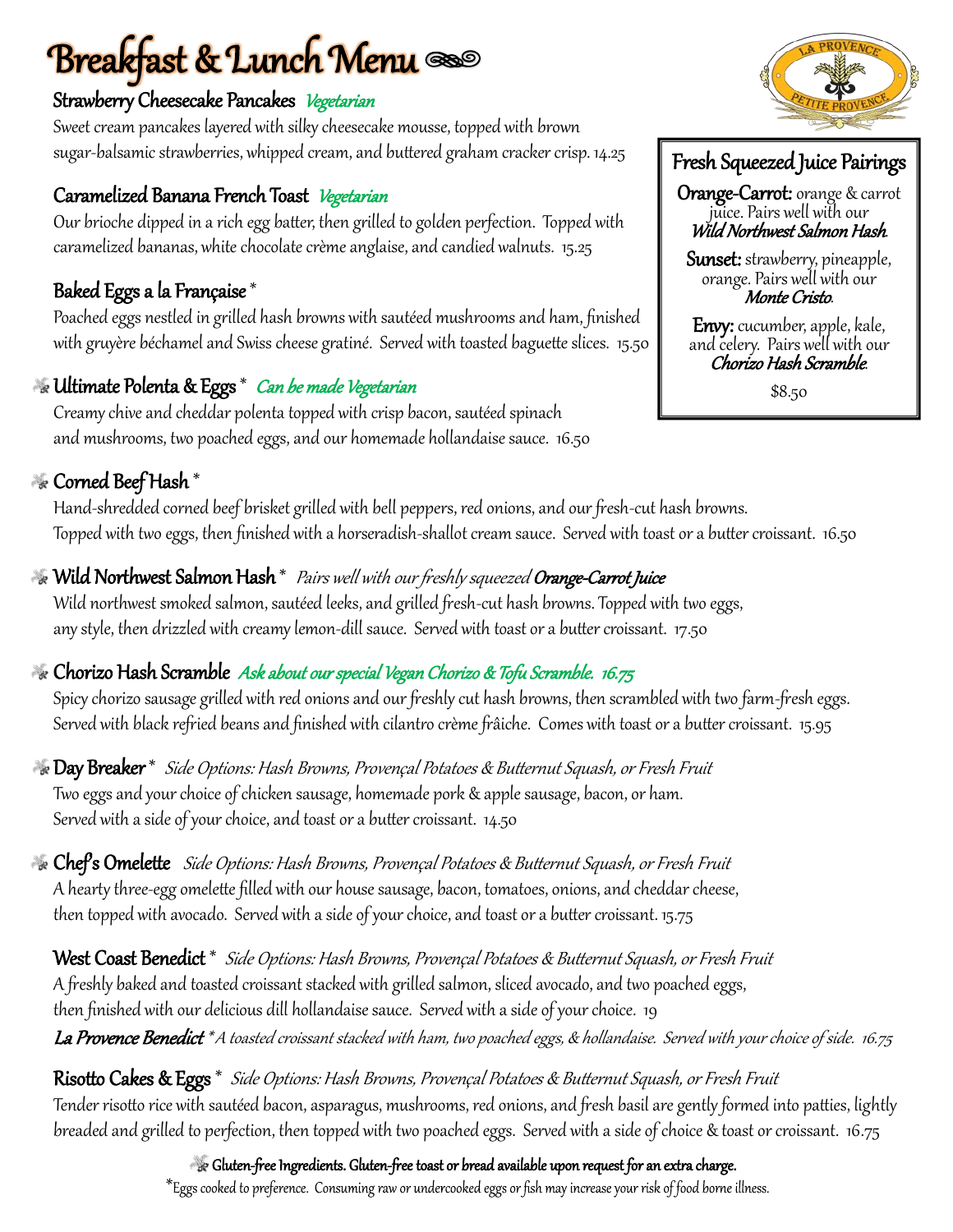# Breakfast & Lunch Menu

### Strawberry Cheesecake Pancakes *Vegetarian*

Sweet cream pancakes layered with silky cheesecake mousse, topped with brown sugar-balsamic strawberries, whipped cream, and buttered graham cracker crisp. 14.25

### Caramelized Banana French Toast *Vegetarian*

Our brioche dipped in a rich egg batter, then grilled to golden perfection. Topped with caramelized bananas, white chocolate crème anglaise, and candied walnuts. 15.25

### Baked Eggs a la Française *

Poached eggs nestled in grilled hash browns with sautéed mushrooms and ham, finished with gruyère béchamel and Swiss cheese gratiné. Served with toasted baguette slices. 15.50

### Ultimate Polenta & Eggs * *Can be made Vegetarian*

Creamy chive and cheddar polenta topped with crisp bacon, sautéed spinach and mushrooms, two poached eggs, and our homemade hollandaise sauce. 16.50

## Fresh Squeezed Juice Pairings

**Orange-Carrot:** orange & carrot juice. Pairs well with our ***Wild Northwest Salmon Hash***.

**Sunset:** strawberry, pineapple, orange. Pairs well with our ***Monte Cristo***.

**Envy:** cucumber, apple, kale, and celery. Pairs well with our ***Chorizo Hash Scramble***.

$8.50

### Corned Beef Hash *

Hand-shredded corned beef brisket grilled with bell peppers, red onions, and our fresh-cut hash browns. Topped with two eggs, then finished with a horseradish-shallot cream sauce. Served with toast or a butter croissant. 16.50

### Wild Northwest Salmon Hash * *Pairs well with our freshly squeezed **Orange-Carrot Juice***

Wild northwest smoked salmon, sautéed leeks, and grilled fresh-cut hash browns. Topped with two eggs, any style, then drizzled with creamy lemon-dill sauce. Served with toast or a butter croissant. 17.50

### Chorizo Hash Scramble *Ask about our special Vegan Chorizo & Tofu Scramble. 16.75*

Spicy chorizo sausage grilled with red onions and our freshly cut hash browns, then scrambled with two farm-fresh eggs. Served with black refried beans and finished with cilantro crème fraîche. Comes with toast or a butter croissant. 15.95

### Day Breaker * *Side Options: Hash Browns, Provençal Potatoes & Butternut Squash, or Fresh Fruit*

Two eggs and your choice of chicken sausage, homemade pork & apple sausage, bacon, or ham. Served with a side of your choice, and toast or a butter croissant. 14.50

### Chef's Omelette *Side Options: Hash Browns, Provençal Potatoes & Butternut Squash, or Fresh Fruit*

A hearty three-egg omelette filled with our house sausage, bacon, tomatoes, onions, and cheddar cheese, then topped with avocado. Served with a side of your choice, and toast or a butter croissant. 15.75

### West Coast Benedict * *Side Options: Hash Browns, Provençal Potatoes & Butternut Squash, or Fresh Fruit*

A freshly baked and toasted croissant stacked with grilled salmon, sliced avocado, and two poached eggs, then finished with our delicious dill hollandaise sauce. Served with a side of your choice. 19

***La Provence Benedict*** * *A toasted croissant stacked with ham, two poached eggs, & hollandaise. Served with your choice of side. 16.75*

### Risotto Cakes & Eggs * *Side Options: Hash Browns, Provençal Potatoes & Butternut Squash, or Fresh Fruit*

Tender risotto rice with sautéed bacon, asparagus, mushrooms, red onions, and fresh basil are gently formed into patties, lightly breaded and grilled to perfection, then topped with two poached eggs. Served with a side of choice & toast or croissant. 16.75

**Gluten-free Ingredients. Gluten-free toast or bread available upon request for an extra charge.**

*Eggs cooked to preference. Consuming raw or undercooked eggs or fish may increase your risk of food borne illness.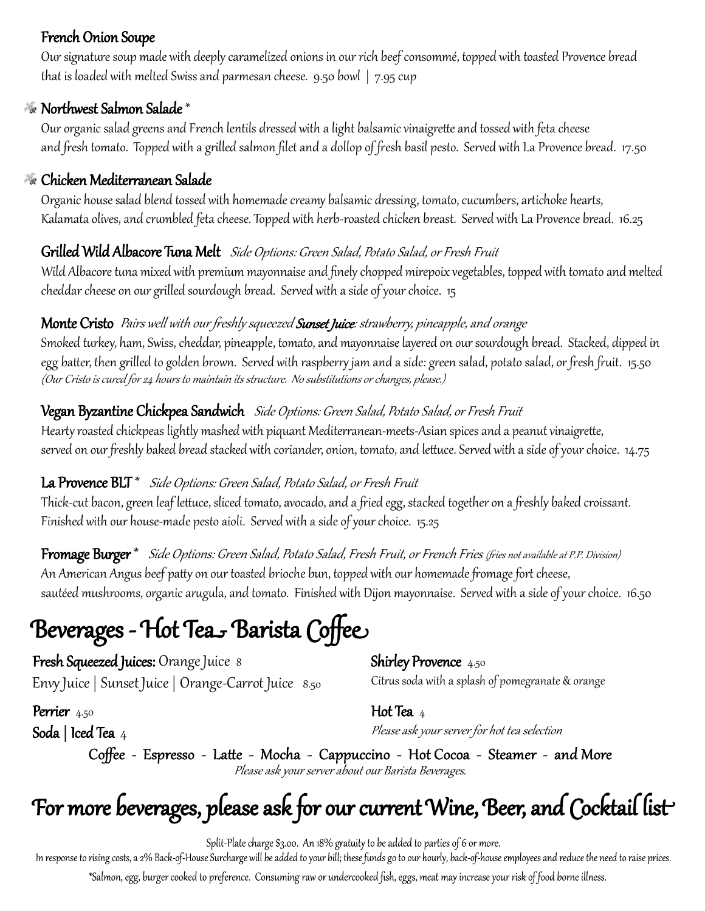### French Onion Soupe

Our signature soup made with deeply caramelized onions in our rich beef consommé, topped with toasted Provence bread that is loaded with melted Swiss and parmesan cheese. 9.50 bowl | 7.95 cup

### Northwest Salmon Salade *

Our organic salad greens and French lentils dressed with a light balsamic vinaigrette and tossed with feta cheese and fresh tomato. Topped with a grilled salmon filet and a dollop of fresh basil pesto. Served with La Provence bread. 17.50

### Chicken Mediterranean Salade

Organic house salad blend tossed with homemade creamy balsamic dressing, tomato, cucumbers, artichoke hearts, Kalamata olives, and crumbled feta cheese. Topped with herb-roasted chicken breast. Served with La Provence bread. 16.25

### Grilled Wild Albacore Tuna Melt *Side Options: Green Salad, Potato Salad, or Fresh Fruit*

Wild Albacore tuna mixed with premium mayonnaise and finely chopped mirepoix vegetables, topped with tomato and melted cheddar cheese on our grilled sourdough bread. Served with a side of your choice. 15

### Monte Cristo *Pairs well with our freshly squeezed **Sunset Juice**: strawberry, pineapple, and orange*

Smoked turkey, ham, Swiss, cheddar, pineapple, tomato, and mayonnaise layered on our sourdough bread. Stacked, dipped in egg batter, then grilled to golden brown. Served with raspberry jam and a side: green salad, potato salad, or fresh fruit. 15.50

*(Our Cristo is cured for 24 hours to maintain its structure. No substitutions or changes, please.)*

### Vegan Byzantine Chickpea Sandwich *Side Options: Green Salad, Potato Salad, or Fresh Fruit*

Hearty roasted chickpeas lightly mashed with piquant Mediterranean-meets-Asian spices and a peanut vinaigrette, served on our freshly baked bread stacked with coriander, onion, tomato, and lettuce. Served with a side of your choice. 14.75

### La Provence BLT * *Side Options: Green Salad, Potato Salad, or Fresh Fruit*

Thick-cut bacon, green leaf lettuce, sliced tomato, avocado, and a fried egg, stacked together on a freshly baked croissant. Finished with our house-made pesto aioli. Served with a side of your choice. 15.25

### Fromage Burger * *Side Options: Green Salad, Potato Salad, Fresh Fruit, or French Fries (fries not available at P.P. Division)*

An American Angus beef patty on our toasted brioche bun, topped with our homemade fromage fort cheese, sautéed mushrooms, organic arugula, and tomato. Finished with Dijon mayonnaise. Served with a side of your choice. 16.50

# Beverages - Hot Tea - Barista Coffee

**Fresh Squeezed Juices:** Orange Juice 8
Envy Juice | Sunset Juice | Orange-Carrot Juice 8.50

**Perrier** 4.50

**Soda | Iced Tea** 4

**Shirley Provence** 4.50
Citrus soda with a splash of pomegranate & orange

**Hot Tea** 4
*Please ask your server for hot tea selection*

**Coffee - Espresso - Latte - Mocha - Cappuccino - Hot Cocoa - Steamer - and More**
*Please ask your server about our Barista Beverages.*

# For more beverages, please ask for our current Wine, Beer, and Cocktail list

Split-Plate charge $3.00. An 18% gratuity to be added to parties of 6 or more.

In response to rising costs, a 2% Back-of-House Surcharge will be added to your bill; these funds go to our hourly, back-of-house employees and reduce the need to raise prices.

*Salmon, egg, burger cooked to preference. Consuming raw or undercooked fish, eggs, meat may increase your risk of food borne illness.